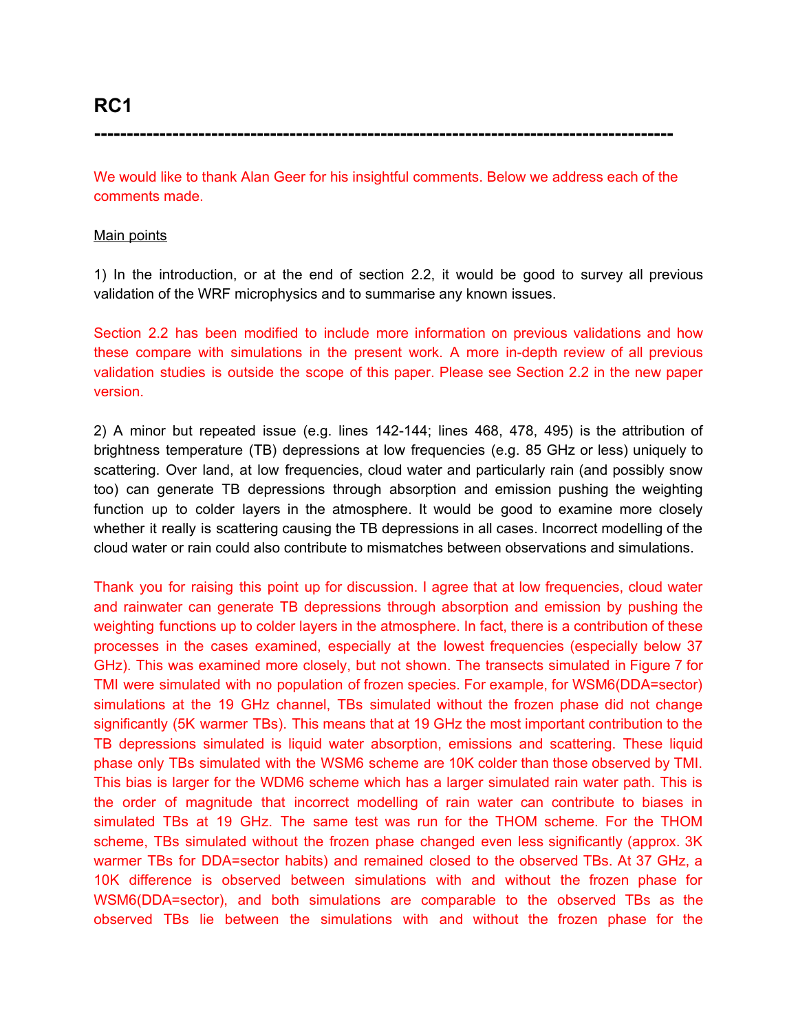# RC1

---

We would like to thank Alan Geer for his insightful comments. Below we address each of the comments made.

Main points

1) In the introduction, or at the end of section 2.2, it would be good to survey all previous validation of the WRF microphysics and to summarise any known issues.

Section 2.2 has been modified to include more information on previous validations and how these compare with simulations in the present work. A more in-depth review of all previous validation studies is outside the scope of this paper. Please see Section 2.2 in the new paper version.

2) A minor but repeated issue (e.g. lines 142-144; lines 468, 478, 495) is the attribution of brightness temperature (TB) depressions at low frequencies (e.g. 85 GHz or less) uniquely to scattering. Over land, at low frequencies, cloud water and particularly rain (and possibly snow too) can generate TB depressions through absorption and emission pushing the weighting function up to colder layers in the atmosphere. It would be good to examine more closely whether it really is scattering causing the TB depressions in all cases. Incorrect modelling of the cloud water or rain could also contribute to mismatches between observations and simulations.

Thank you for raising this point up for discussion. I agree that at low frequencies, cloud water and rainwater can generate TB depressions through absorption and emission by pushing the weighting functions up to colder layers in the atmosphere. In fact, there is a contribution of these processes in the cases examined, especially at the lowest frequencies (especially below 37 GHz). This was examined more closely, but not shown. The transects simulated in Figure 7 for TMI were simulated with no population of frozen species. For example, for WSM6(DDA=sector) simulations at the 19 GHz channel, TBs simulated without the frozen phase did not change significantly (5K warmer TBs). This means that at 19 GHz the most important contribution to the TB depressions simulated is liquid water absorption, emissions and scattering. These liquid phase only TBs simulated with the WSM6 scheme are 10K colder than those observed by TMI. This bias is larger for the WDM6 scheme which has a larger simulated rain water path. This is the order of magnitude that incorrect modelling of rain water can contribute to biases in simulated TBs at 19 GHz. The same test was run for the THOM scheme. For the THOM scheme, TBs simulated without the frozen phase changed even less significantly (approx. 3K warmer TBs for DDA=sector habits) and remained closed to the observed TBs. At 37 GHz, a 10K difference is observed between simulations with and without the frozen phase for WSM6(DDA=sector), and both simulations are comparable to the observed TBs as the observed TBs lie between the simulations with and without the frozen phase for the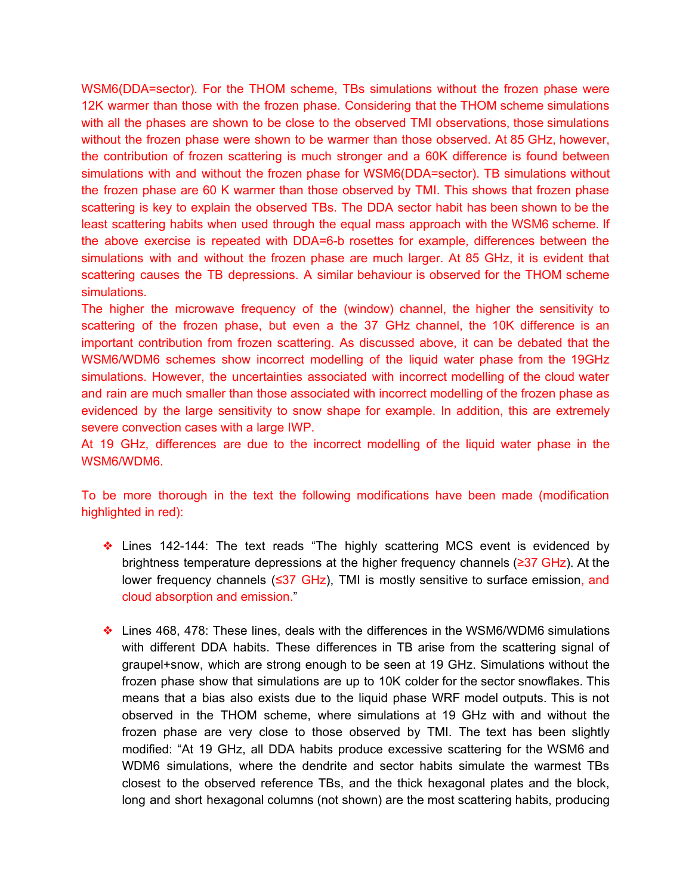WSM6(DDA=sector). For the THOM scheme, TBs simulations without the frozen phase were 12K warmer than those with the frozen phase. Considering that the THOM scheme simulations with all the phases are shown to be close to the observed TMI observations, those simulations without the frozen phase were shown to be warmer than those observed. At 85 GHz, however, the contribution of frozen scattering is much stronger and a 60K difference is found between simulations with and without the frozen phase for WSM6(DDA=sector). TB simulations without the frozen phase are 60 K warmer than those observed by TMI. This shows that frozen phase scattering is key to explain the observed TBs. The DDA sector habit has been shown to be the least scattering habits when used through the equal mass approach with the WSM6 scheme. If the above exercise is repeated with DDA=6-b rosettes for example, differences between the simulations with and without the frozen phase are much larger. At 85 GHz, it is evident that scattering causes the TB depressions. A similar behaviour is observed for the THOM scheme simulations.

The higher the microwave frequency of the (window) channel, the higher the sensitivity to scattering of the frozen phase, but even a the 37 GHz channel, the 10K difference is an important contribution from frozen scattering. As discussed above, it can be debated that the WSM6/WDM6 schemes show incorrect modelling of the liquid water phase from the 19GHz simulations. However, the uncertainties associated with incorrect modelling of the cloud water and rain are much smaller than those associated with incorrect modelling of the frozen phase as evidenced by the large sensitivity to snow shape for example. In addition, this are extremely severe convection cases with a large IWP.

At 19 GHz, differences are due to the incorrect modelling of the liquid water phase in the WSM6/WDM6.

To be more thorough in the text the following modifications have been made (modification highlighted in red):

- Lines 142-144: The text reads "The highly scattering MCS event is evidenced by brightness temperature depressions at the higher frequency channels (≥37 GHz). At the lower frequency channels (≤37 GHz), TMI is mostly sensitive to surface emission, and cloud absorption and emission."

- Lines 468, 478: These lines, deals with the differences in the WSM6/WDM6 simulations with different DDA habits. These differences in TB arise from the scattering signal of graupel+snow, which are strong enough to be seen at 19 GHz. Simulations without the frozen phase show that simulations are up to 10K colder for the sector snowflakes. This means that a bias also exists due to the liquid phase WRF model outputs. This is not observed in the THOM scheme, where simulations at 19 GHz with and without the frozen phase are very close to those observed by TMI. The text has been slightly modified: "At 19 GHz, all DDA habits produce excessive scattering for the WSM6 and WDM6 simulations, where the dendrite and sector habits simulate the warmest TBs closest to the observed reference TBs, and the thick hexagonal plates and the block, long and short hexagonal columns (not shown) are the most scattering habits, producing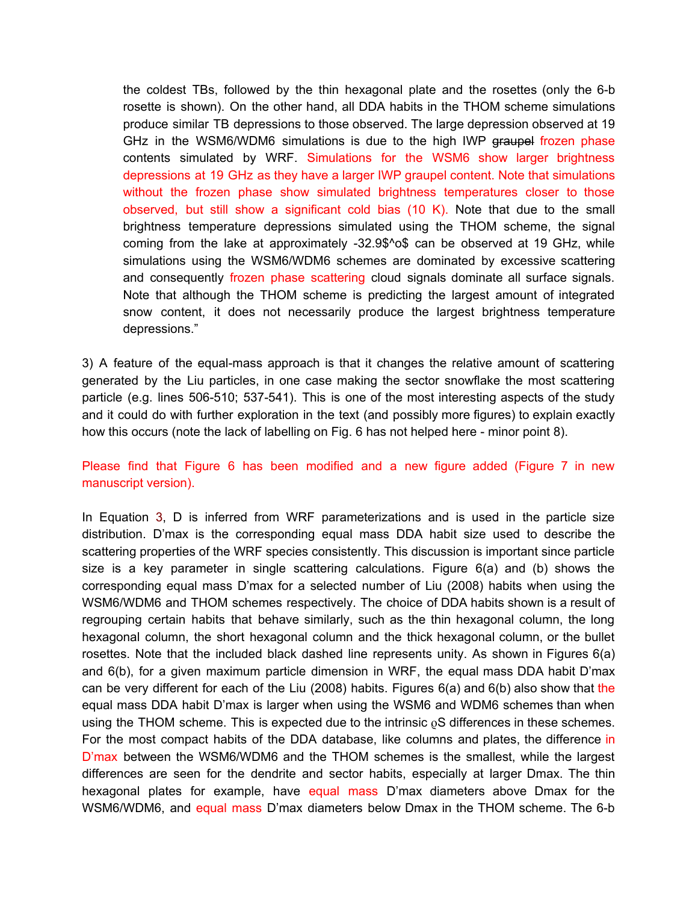the coldest TBs, followed by the thin hexagonal plate and the rosettes (only the 6-b rosette is shown). On the other hand, all DDA habits in the THOM scheme simulations produce similar TB depressions to those observed. The large depression observed at 19 GHz in the WSM6/WDM6 simulations is due to the high IWP ~~graupel~~ frozen phase contents simulated by WRF. Simulations for the WSM6 show larger brightness depressions at 19 GHz as they have a larger IWP graupel content. Note that simulations without the frozen phase show simulated brightness temperatures closer to those observed, but still show a significant cold bias (10 K). Note that due to the small brightness temperature depressions simulated using the THOM scheme, the signal coming from the lake at approximately -32.9$^o$ can be observed at 19 GHz, while simulations using the WSM6/WDM6 schemes are dominated by excessive scattering and consequently frozen phase scattering cloud signals dominate all surface signals. Note that although the THOM scheme is predicting the largest amount of integrated snow content, it does not necessarily produce the largest brightness temperature depressions."

3) A feature of the equal-mass approach is that it changes the relative amount of scattering generated by the Liu particles, in one case making the sector snowflake the most scattering particle (e.g. lines 506-510; 537-541). This is one of the most interesting aspects of the study and it could do with further exploration in the text (and possibly more figures) to explain exactly how this occurs (note the lack of labelling on Fig. 6 has not helped here - minor point 8).

Please find that Figure 6 has been modified and a new figure added (Figure 7 in new manuscript version).

In Equation 3, D is inferred from WRF parameterizations and is used in the particle size distribution. D'max is the corresponding equal mass DDA habit size used to describe the scattering properties of the WRF species consistently. This discussion is important since particle size is a key parameter in single scattering calculations. Figure 6(a) and (b) shows the corresponding equal mass D'max for a selected number of Liu (2008) habits when using the WSM6/WDM6 and THOM schemes respectively. The choice of DDA habits shown is a result of regrouping certain habits that behave similarly, such as the thin hexagonal column, the long hexagonal column, the short hexagonal column and the thick hexagonal column, or the bullet rosettes. Note that the included black dashed line represents unity. As shown in Figures 6(a) and 6(b), for a given maximum particle dimension in WRF, the equal mass DDA habit D'max can be very different for each of the Liu (2008) habits. Figures 6(a) and 6(b) also show that the equal mass DDA habit D'max is larger when using the WSM6 and WDM6 schemes than when using the THOM scheme. This is expected due to the intrinsic ϱS differences in these schemes. For the most compact habits of the DDA database, like columns and plates, the difference in D'max between the WSM6/WDM6 and the THOM schemes is the smallest, while the largest differences are seen for the dendrite and sector habits, especially at larger Dmax. The thin hexagonal plates for example, have equal mass D'max diameters above Dmax for the WSM6/WDM6, and equal mass D'max diameters below Dmax in the THOM scheme. The 6-b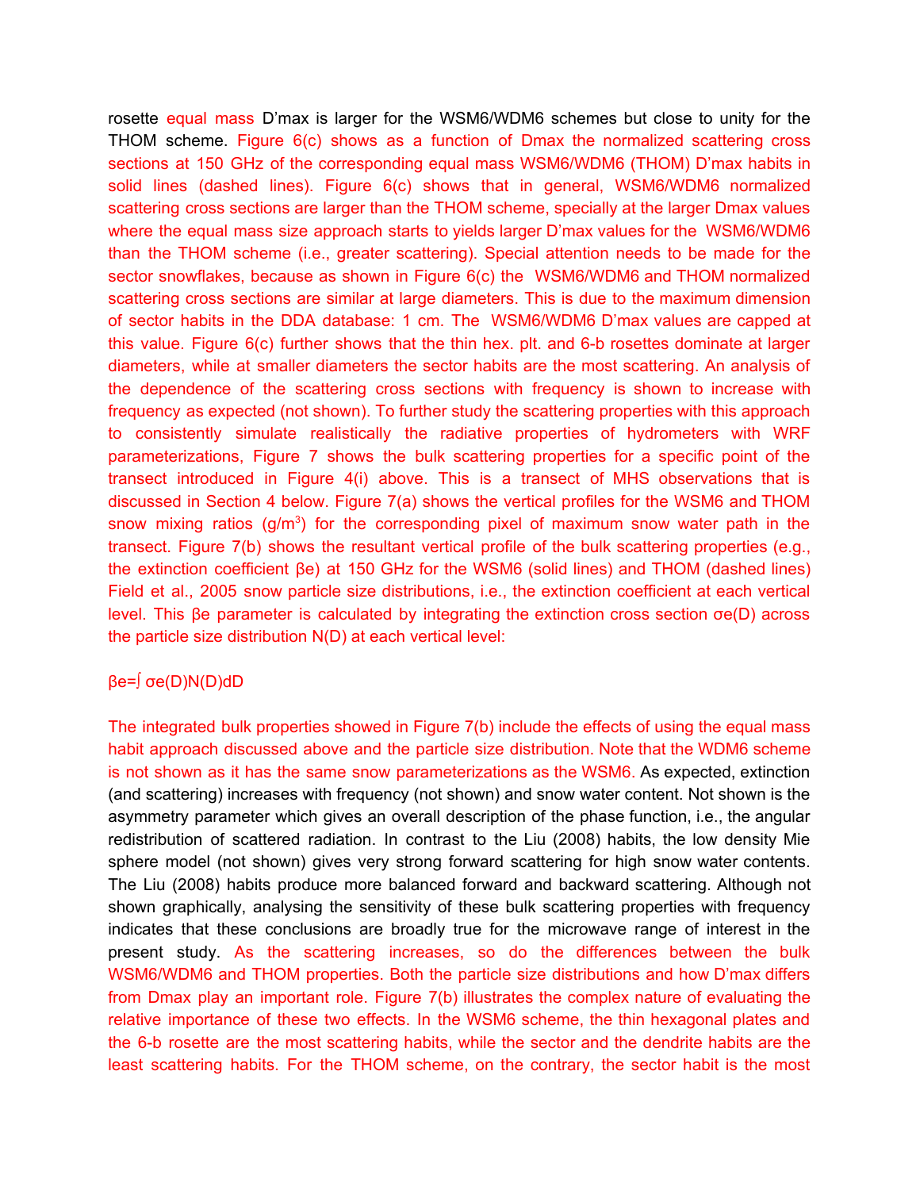rosette equal mass D'max is larger for the WSM6/WDM6 schemes but close to unity for the THOM scheme. Figure 6(c) shows as a function of Dmax the normalized scattering cross sections at 150 GHz of the corresponding equal mass WSM6/WDM6 (THOM) D'max habits in solid lines (dashed lines). Figure 6(c) shows that in general, WSM6/WDM6 normalized scattering cross sections are larger than the THOM scheme, specially at the larger Dmax values where the equal mass size approach starts to yields larger D'max values for the WSM6/WDM6 than the THOM scheme (i.e., greater scattering). Special attention needs to be made for the sector snowflakes, because as shown in Figure 6(c) the WSM6/WDM6 and THOM normalized scattering cross sections are similar at large diameters. This is due to the maximum dimension of sector habits in the DDA database: 1 cm. The WSM6/WDM6 D'max values are capped at this value. Figure 6(c) further shows that the thin hex. plt. and 6-b rosettes dominate at larger diameters, while at smaller diameters the sector habits are the most scattering. An analysis of the dependence of the scattering cross sections with frequency is shown to increase with frequency as expected (not shown). To further study the scattering properties with this approach to consistently simulate realistically the radiative properties of hydrometers with WRF parameterizations, Figure 7 shows the bulk scattering properties for a specific point of the transect introduced in Figure 4(i) above. This is a transect of MHS observations that is discussed in Section 4 below. Figure 7(a) shows the vertical profiles for the WSM6 and THOM snow mixing ratios (g/m$^3$) for the corresponding pixel of maximum snow water path in the transect. Figure 7(b) shows the resultant vertical profile of the bulk scattering properties (e.g., the extinction coefficient $\beta_e$) at 150 GHz for the WSM6 (solid lines) and THOM (dashed lines) Field et al., 2005 snow particle size distributions, i.e., the extinction coefficient at each vertical level. This $\beta_e$ parameter is calculated by integrating the extinction cross section $\sigma_e(D)$ across the particle size distribution $N(D)$ at each vertical level:

$$\beta_e = \int \sigma_e(D) N(D) dD$$

The integrated bulk properties showed in Figure 7(b) include the effects of using the equal mass habit approach discussed above and the particle size distribution. Note that the WDM6 scheme is not shown as it has the same snow parameterizations as the WSM6. As expected, extinction (and scattering) increases with frequency (not shown) and snow water content. Not shown is the asymmetry parameter which gives an overall description of the phase function, i.e., the angular redistribution of scattered radiation. In contrast to the Liu (2008) habits, the low density Mie sphere model (not shown) gives very strong forward scattering for high snow water contents. The Liu (2008) habits produce more balanced forward and backward scattering. Although not shown graphically, analysing the sensitivity of these bulk scattering properties with frequency indicates that these conclusions are broadly true for the microwave range of interest in the present study. As the scattering increases, so do the differences between the bulk WSM6/WDM6 and THOM properties. Both the particle size distributions and how D'max differs from Dmax play an important role. Figure 7(b) illustrates the complex nature of evaluating the relative importance of these two effects. In the WSM6 scheme, the thin hexagonal plates and the 6-b rosette are the most scattering habits, while the sector and the dendrite habits are the least scattering habits. For the THOM scheme, on the contrary, the sector habit is the most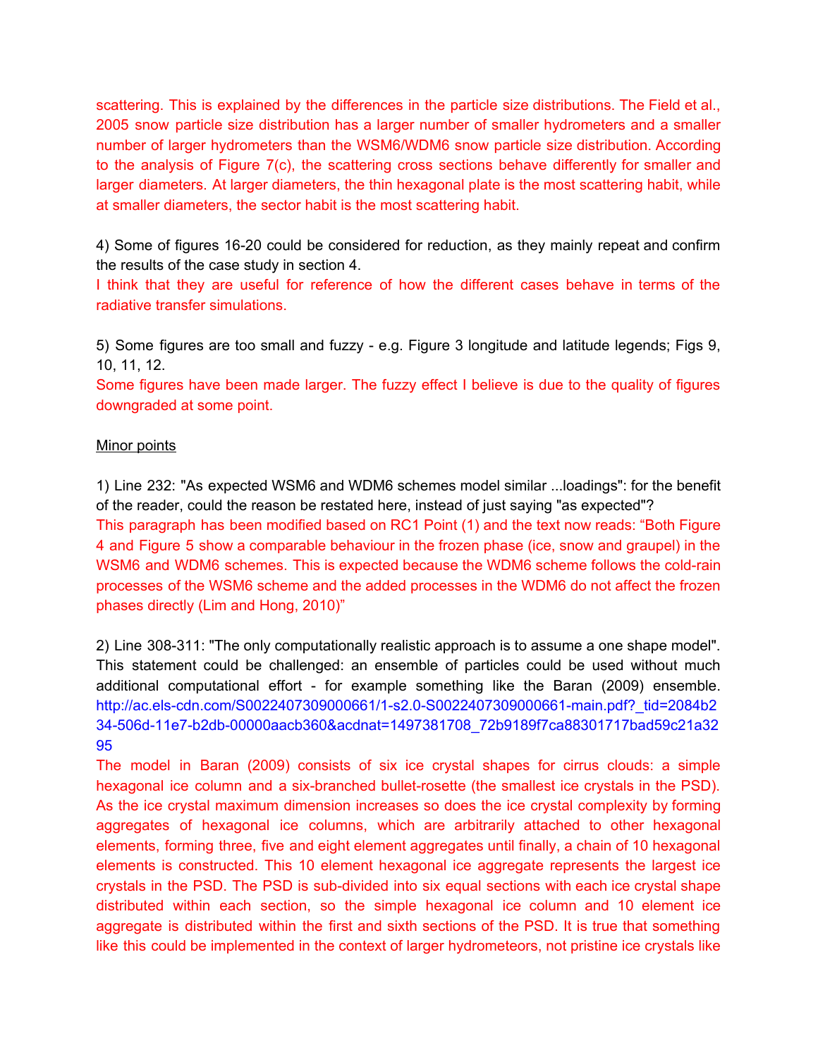scattering. This is explained by the differences in the particle size distributions. The Field et al., 2005 snow particle size distribution has a larger number of smaller hydrometers and a smaller number of larger hydrometers than the WSM6/WDM6 snow particle size distribution. According to the analysis of Figure 7(c), the scattering cross sections behave differently for smaller and larger diameters. At larger diameters, the thin hexagonal plate is the most scattering habit, while at smaller diameters, the sector habit is the most scattering habit.

4) Some of figures 16-20 could be considered for reduction, as they mainly repeat and confirm the results of the case study in section 4.

I think that they are useful for reference of how the different cases behave in terms of the radiative transfer simulations.

5) Some figures are too small and fuzzy - e.g. Figure 3 longitude and latitude legends; Figs 9, 10, 11, 12.

Some figures have been made larger. The fuzzy effect I believe is due to the quality of figures downgraded at some point.

Minor points

1) Line 232: "As expected WSM6 and WDM6 schemes model similar ...loadings": for the benefit of the reader, could the reason be restated here, instead of just saying "as expected"?

This paragraph has been modified based on RC1 Point (1) and the text now reads: "Both Figure 4 and Figure 5 show a comparable behaviour in the frozen phase (ice, snow and graupel) in the WSM6 and WDM6 schemes. This is expected because the WDM6 scheme follows the cold-rain processes of the WSM6 scheme and the added processes in the WDM6 do not affect the frozen phases directly (Lim and Hong, 2010)"

2) Line 308-311: "The only computationally realistic approach is to assume a one shape model". This statement could be challenged: an ensemble of particles could be used without much additional computational effort - for example something like the Baran (2009) ensemble. http://ac.els-cdn.com/S0022407309000661/1-s2.0-S0022407309000661-main.pdf?_tid=2084b234-506d-11e7-b2db-00000aacb360&acdnat=1497381708_72b9189f7ca88301717bad59c21a3295

The model in Baran (2009) consists of six ice crystal shapes for cirrus clouds: a simple hexagonal ice column and a six-branched bullet-rosette (the smallest ice crystals in the PSD). As the ice crystal maximum dimension increases so does the ice crystal complexity by forming aggregates of hexagonal ice columns, which are arbitrarily attached to other hexagonal elements, forming three, five and eight element aggregates until finally, a chain of 10 hexagonal elements is constructed. This 10 element hexagonal ice aggregate represents the largest ice crystals in the PSD. The PSD is sub-divided into six equal sections with each ice crystal shape distributed within each section, so the simple hexagonal ice column and 10 element ice aggregate is distributed within the first and sixth sections of the PSD. It is true that something like this could be implemented in the context of larger hydrometeors, not pristine ice crystals like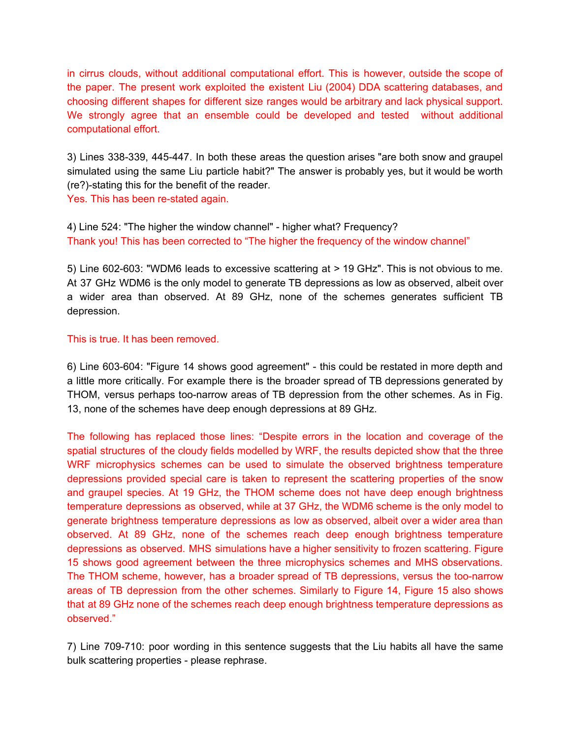in cirrus clouds, without additional computational effort. This is however, outside the scope of the paper. The present work exploited the existent Liu (2004) DDA scattering databases, and choosing different shapes for different size ranges would be arbitrary and lack physical support. We strongly agree that an ensemble could be developed and tested without additional computational effort.

3) Lines 338-339, 445-447. In both these areas the question arises "are both snow and graupel simulated using the same Liu particle habit?" The answer is probably yes, but it would be worth (re?)-stating this for the benefit of the reader.

Yes. This has been re-stated again.

4) Line 524: "The higher the window channel" - higher what? Frequency?

Thank you! This has been corrected to "The higher the frequency of the window channel"

5) Line 602-603: "WDM6 leads to excessive scattering at > 19 GHz". This is not obvious to me. At 37 GHz WDM6 is the only model to generate TB depressions as low as observed, albeit over a wider area than observed. At 89 GHz, none of the schemes generates sufficient TB depression.

This is true. It has been removed.

6) Line 603-604: "Figure 14 shows good agreement" - this could be restated in more depth and a little more critically. For example there is the broader spread of TB depressions generated by THOM, versus perhaps too-narrow areas of TB depression from the other schemes. As in Fig. 13, none of the schemes have deep enough depressions at 89 GHz.

The following has replaced those lines: "Despite errors in the location and coverage of the spatial structures of the cloudy fields modelled by WRF, the results depicted show that the three WRF microphysics schemes can be used to simulate the observed brightness temperature depressions provided special care is taken to represent the scattering properties of the snow and graupel species. At 19 GHz, the THOM scheme does not have deep enough brightness temperature depressions as observed, while at 37 GHz, the WDM6 scheme is the only model to generate brightness temperature depressions as low as observed, albeit over a wider area than observed. At 89 GHz, none of the schemes reach deep enough brightness temperature depressions as observed. MHS simulations have a higher sensitivity to frozen scattering. Figure 15 shows good agreement between the three microphysics schemes and MHS observations. The THOM scheme, however, has a broader spread of TB depressions, versus the too-narrow areas of TB depression from the other schemes. Similarly to Figure 14, Figure 15 also shows that at 89 GHz none of the schemes reach deep enough brightness temperature depressions as observed."

7) Line 709-710: poor wording in this sentence suggests that the Liu habits all have the same bulk scattering properties - please rephrase.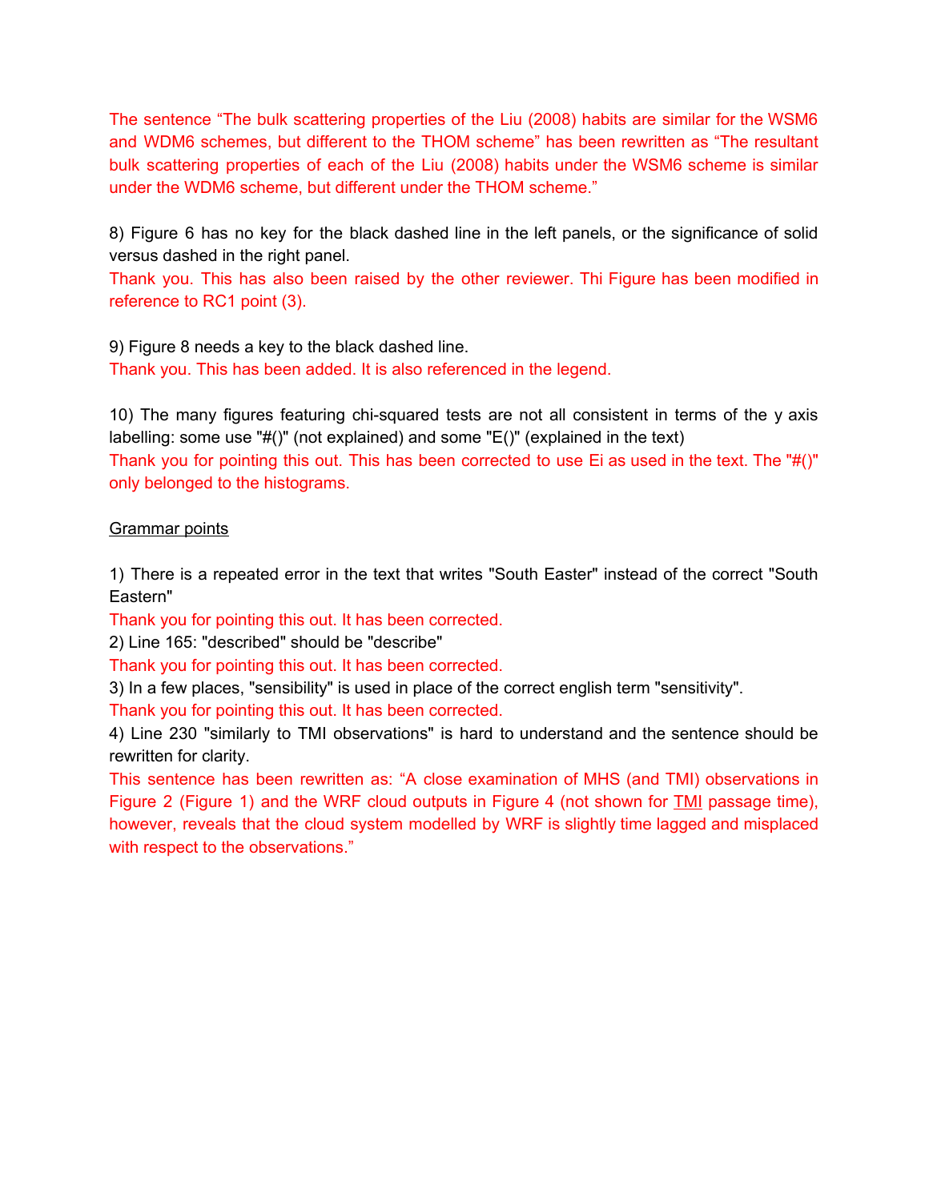The sentence “The bulk scattering properties of the Liu (2008) habits are similar for the WSM6 and WDM6 schemes, but different to the THOM scheme” has been rewritten as “The resultant bulk scattering properties of each of the Liu (2008) habits under the WSM6 scheme is similar under the WDM6 scheme, but different under the THOM scheme.”

8) Figure 6 has no key for the black dashed line in the left panels, or the significance of solid versus dashed in the right panel.

Thank you. This has also been raised by the other reviewer. Thi Figure has been modified in reference to RC1 point (3).

9) Figure 8 needs a key to the black dashed line.

Thank you. This has been added. It is also referenced in the legend.

10) The many figures featuring chi-squared tests are not all consistent in terms of the y axis labelling: some use "#()" (not explained) and some "E()" (explained in the text)

Thank you for pointing this out. This has been corrected to use Ei as used in the text. The "#()" only belonged to the histograms.

<u>Grammar points</u>

1) There is a repeated error in the text that writes "South Easter" instead of the correct "South Eastern"

Thank you for pointing this out. It has been corrected.

2) Line 165: "described" should be "describe"

Thank you for pointing this out. It has been corrected.

3) In a few places, "sensibility" is used in place of the correct english term "sensitivity".

Thank you for pointing this out. It has been corrected.

4) Line 230 "similarly to TMI observations" is hard to understand and the sentence should be rewritten for clarity.

This sentence has been rewritten as: “A close examination of MHS (and TMI) observations in Figure 2 (Figure 1) and the WRF cloud outputs in Figure 4 (not shown for TMI passage time), however, reveals that the cloud system modelled by WRF is slightly time lagged and misplaced with respect to the observations.”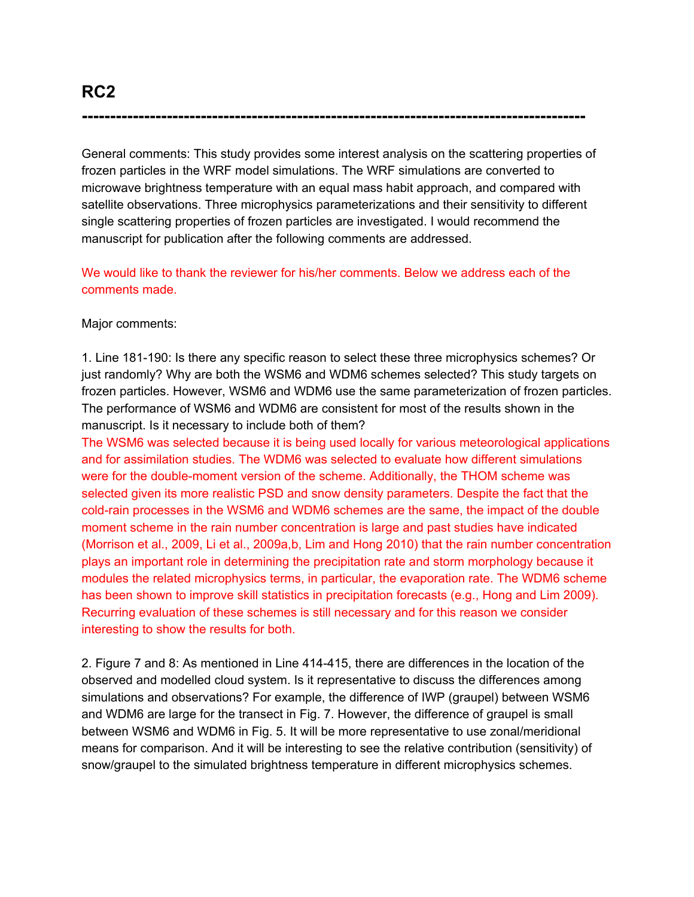# RC2

---

General comments: This study provides some interest analysis on the scattering properties of frozen particles in the WRF model simulations. The WRF simulations are converted to microwave brightness temperature with an equal mass habit approach, and compared with satellite observations. Three microphysics parameterizations and their sensitivity to different single scattering properties of frozen particles are investigated. I would recommend the manuscript for publication after the following comments are addressed.

We would like to thank the reviewer for his/her comments. Below we address each of the comments made.

Major comments:

1. Line 181-190: Is there any specific reason to select these three microphysics schemes? Or just randomly? Why are both the WSM6 and WDM6 schemes selected? This study targets on frozen particles. However, WSM6 and WDM6 use the same parameterization of frozen particles. The performance of WSM6 and WDM6 are consistent for most of the results shown in the manuscript. Is it necessary to include both of them?
The WSM6 was selected because it is being used locally for various meteorological applications and for assimilation studies. The WDM6 was selected to evaluate how different simulations were for the double-moment version of the scheme. Additionally, the THOM scheme was selected given its more realistic PSD and snow density parameters. Despite the fact that the cold-rain processes in the WSM6 and WDM6 schemes are the same, the impact of the double moment scheme in the rain number concentration is large and past studies have indicated (Morrison et al., 2009, Li et al., 2009a,b, Lim and Hong 2010) that the rain number concentration plays an important role in determining the precipitation rate and storm morphology because it modules the related microphysics terms, in particular, the evaporation rate. The WDM6 scheme has been shown to improve skill statistics in precipitation forecasts (e.g., Hong and Lim 2009). Recurring evaluation of these schemes is still necessary and for this reason we consider interesting to show the results for both.

2. Figure 7 and 8: As mentioned in Line 414-415, there are differences in the location of the observed and modelled cloud system. Is it representative to discuss the differences among simulations and observations? For example, the difference of IWP (graupel) between WSM6 and WDM6 are large for the transect in Fig. 7. However, the difference of graupel is small between WSM6 and WDM6 in Fig. 5. It will be more representative to use zonal/meridional means for comparison. And it will be interesting to see the relative contribution (sensitivity) of snow/graupel to the simulated brightness temperature in different microphysics schemes.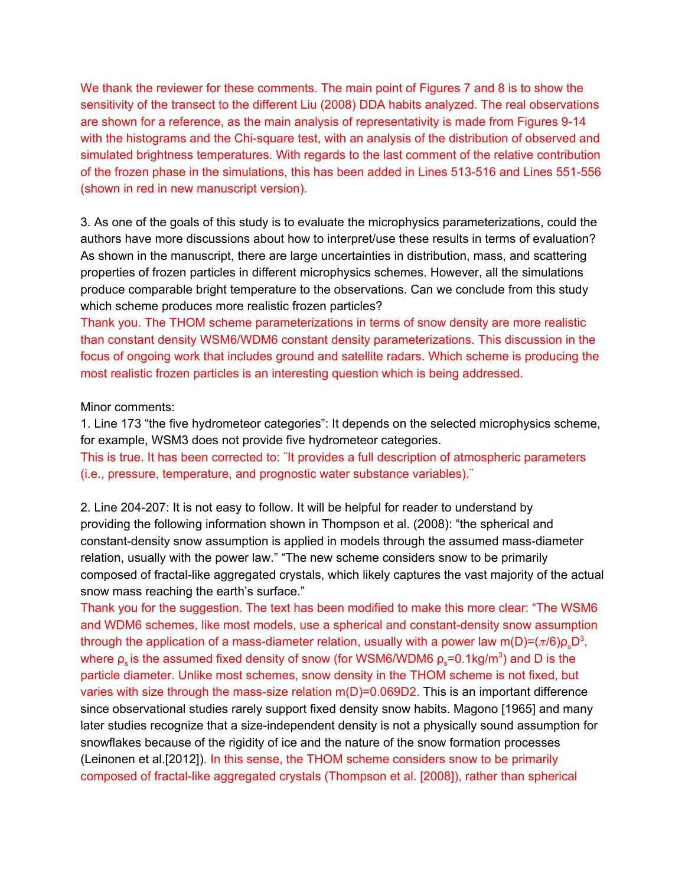We thank the reviewer for these comments. The main point of Figures 7 and 8 is to show the sensitivity of the transect to the different Liu (2008) DDA habits analyzed. The real observations are shown for a reference, as the main analysis of representativity is made from Figures 9-14 with the histograms and the Chi-square test, with an analysis of the distribution of observed and simulated brightness temperatures. With regards to the last comment of the relative contribution of the frozen phase in the simulations, this has been added in Lines 513-516 and Lines 551-556 (shown in red in new manuscript version).

3. As one of the goals of this study is to evaluate the microphysics parameterizations, could the authors have more discussions about how to interpret/use these results in terms of evaluation? As shown in the manuscript, there are large uncertainties in distribution, mass, and scattering properties of frozen particles in different microphysics schemes. However, all the simulations produce comparable bright temperature to the observations. Can we conclude from this study which scheme produces more realistic frozen particles?

Thank you. The THOM scheme parameterizations in terms of snow density are more realistic than constant density WSM6/WDM6 constant density parameterizations. This discussion in the focus of ongoing work that includes ground and satellite radars. Which scheme is producing the most realistic frozen particles is an interesting question which is being addressed.

Minor comments:

1. Line 173 "the five hydrometeor categories": It depends on the selected microphysics scheme, for example, WSM3 does not provide five hydrometeor categories.

This is true. It has been corrected to: ¨It provides a full description of atmospheric parameters (i.e., pressure, temperature, and prognostic water substance variables).¨

2. Line 204-207: It is not easy to follow. It will be helpful for reader to understand by providing the following information shown in Thompson et al. (2008): "the spherical and constant-density snow assumption is applied in models through the assumed mass-diameter relation, usually with the power law." "The new scheme considers snow to be primarily composed of fractal-like aggregated crystals, which likely captures the vast majority of the actual snow mass reaching the earth's surface."

Thank you for the suggestion. The text has been modified to make this more clear: "The WSM6 and WDM6 schemes, like most models, use a spherical and constant-density snow assumption through the application of a mass-diameter relation, usually with a power law $m(D)=(\pi/6)\rho_s D^3$, where $\rho_s$ is the assumed fixed density of snow (for WSM6/WDM6 $\rho_s$=0.1kg/m$^3$) and D is the particle diameter. Unlike most schemes, snow density in the THOM scheme is not fixed, but varies with size through the mass-size relation m(D)=0.069D2. This is an important difference since observational studies rarely support fixed density snow habits. Magono [1965] and many later studies recognize that a size-independent density is not a physically sound assumption for snowflakes because of the rigidity of ice and the nature of the snow formation processes (Leinonen et al.[2012]). In this sense, the THOM scheme considers snow to be primarily composed of fractal-like aggregated crystals (Thompson et al. [2008]), rather than spherical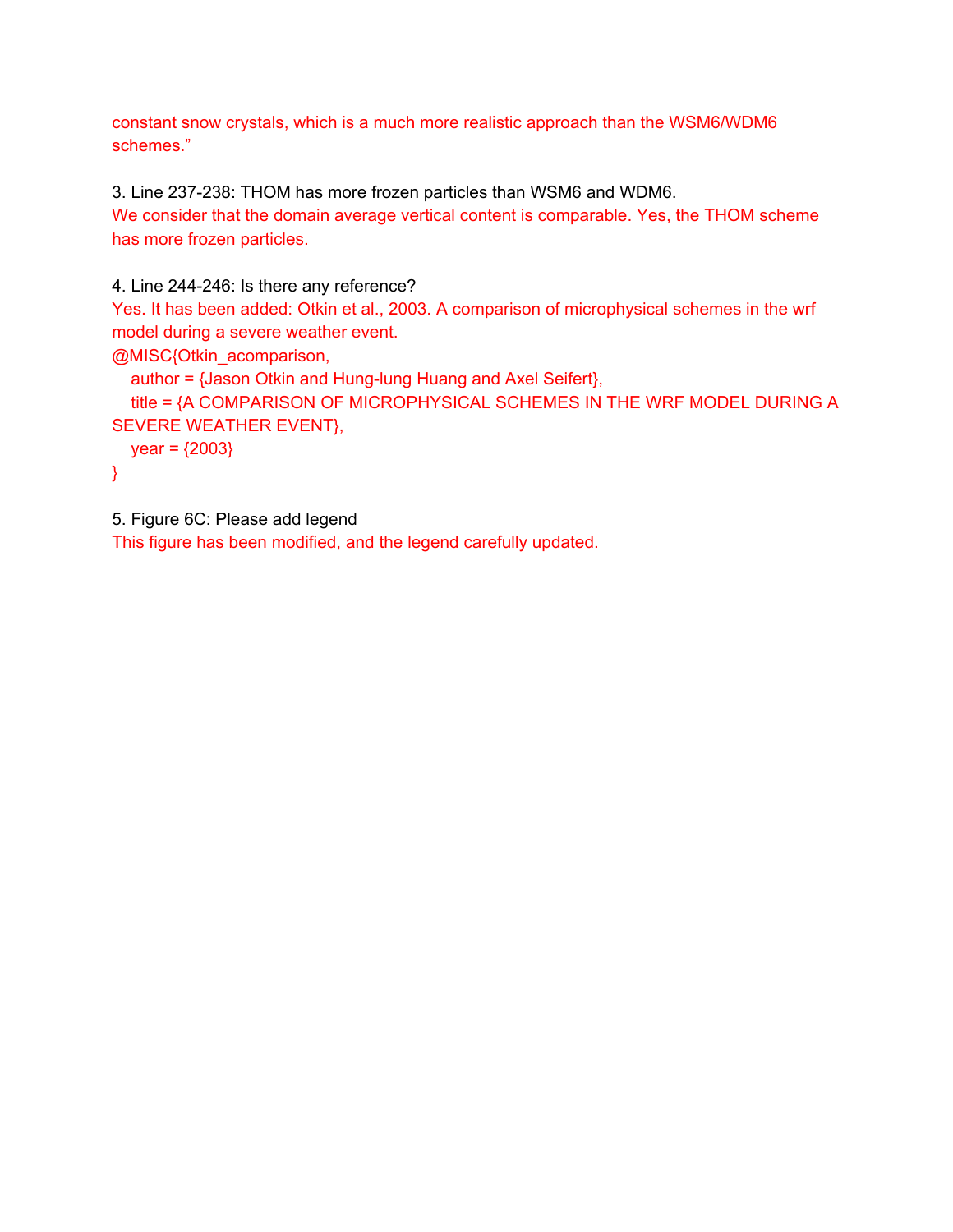constant snow crystals, which is a much more realistic approach than the WSM6/WDM6 schemes."

3. Line 237-238: THOM has more frozen particles than WSM6 and WDM6.
We consider that the domain average vertical content is comparable. Yes, the THOM scheme has more frozen particles.

4. Line 244-246: Is there any reference?
Yes. It has been added: Otkin et al., 2003. A comparison of microphysical schemes in the wrf model during a severe weather event.

```
@MISC{Otkin_acomparison,
   author = {Jason Otkin and Hung-lung Huang and Axel Seifert},
   title = {A COMPARISON OF MICROPHYSICAL SCHEMES IN THE WRF MODEL DURING A SEVERE WEATHER EVENT},
   year = {2003}
}
```

5. Figure 6C: Please add legend
This figure has been modified, and the legend carefully updated.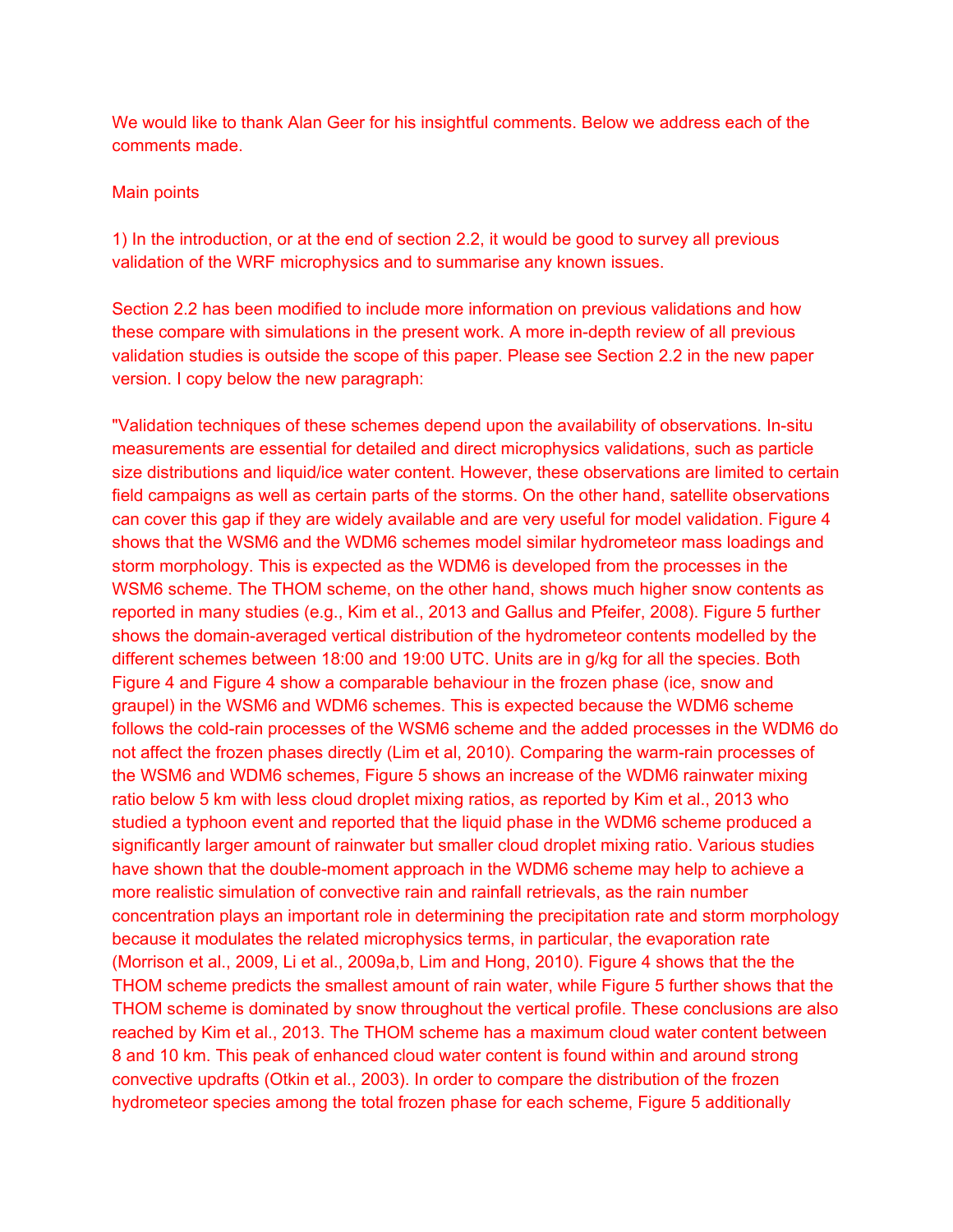We would like to thank Alan Geer for his insightful comments. Below we address each of the comments made.

Main points

1) In the introduction, or at the end of section 2.2, it would be good to survey all previous validation of the WRF microphysics and to summarise any known issues.

Section 2.2 has been modified to include more information on previous validations and how these compare with simulations in the present work. A more in-depth review of all previous validation studies is outside the scope of this paper. Please see Section 2.2 in the new paper version. I copy below the new paragraph:

"Validation techniques of these schemes depend upon the availability of observations. In-situ measurements are essential for detailed and direct microphysics validations, such as particle size distributions and liquid/ice water content. However, these observations are limited to certain field campaigns as well as certain parts of the storms. On the other hand, satellite observations can cover this gap if they are widely available and are very useful for model validation. Figure 4 shows that the WSM6 and the WDM6 schemes model similar hydrometeor mass loadings and storm morphology. This is expected as the WDM6 is developed from the processes in the WSM6 scheme. The THOM scheme, on the other hand, shows much higher snow contents as reported in many studies (e.g., Kim et al., 2013 and Gallus and Pfeifer, 2008). Figure 5 further shows the domain-averaged vertical distribution of the hydrometeor contents modelled by the different schemes between 18:00 and 19:00 UTC. Units are in g/kg for all the species. Both Figure 4 and Figure 4 show a comparable behaviour in the frozen phase (ice, snow and graupel) in the WSM6 and WDM6 schemes. This is expected because the WDM6 scheme follows the cold-rain processes of the WSM6 scheme and the added processes in the WDM6 do not affect the frozen phases directly (Lim et al, 2010). Comparing the warm-rain processes of the WSM6 and WDM6 schemes, Figure 5 shows an increase of the WDM6 rainwater mixing ratio below 5 km with less cloud droplet mixing ratios, as reported by Kim et al., 2013 who studied a typhoon event and reported that the liquid phase in the WDM6 scheme produced a significantly larger amount of rainwater but smaller cloud droplet mixing ratio. Various studies have shown that the double-moment approach in the WDM6 scheme may help to achieve a more realistic simulation of convective rain and rainfall retrievals, as the rain number concentration plays an important role in determining the precipitation rate and storm morphology because it modulates the related microphysics terms, in particular, the evaporation rate (Morrison et al., 2009, Li et al., 2009a,b, Lim and Hong, 2010). Figure 4 shows that the the THOM scheme predicts the smallest amount of rain water, while Figure 5 further shows that the THOM scheme is dominated by snow throughout the vertical profile. These conclusions are also reached by Kim et al., 2013. The THOM scheme has a maximum cloud water content between 8 and 10 km. This peak of enhanced cloud water content is found within and around strong convective updrafts (Otkin et al., 2003). In order to compare the distribution of the frozen hydrometeor species among the total frozen phase for each scheme, Figure 5 additionally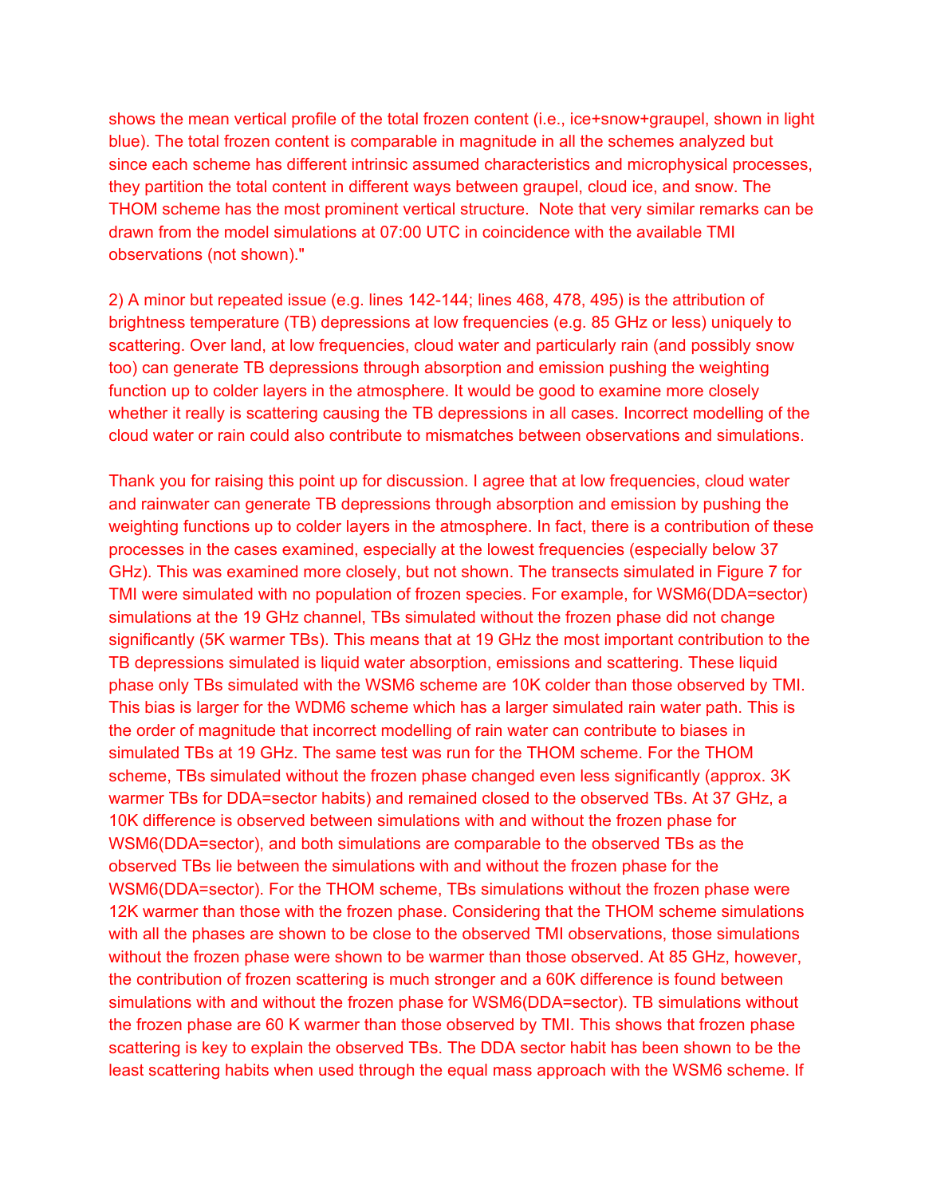shows the mean vertical profile of the total frozen content (i.e., ice+snow+graupel, shown in light blue). The total frozen content is comparable in magnitude in all the schemes analyzed but since each scheme has different intrinsic assumed characteristics and microphysical processes, they partition the total content in different ways between graupel, cloud ice, and snow. The THOM scheme has the most prominent vertical structure. Note that very similar remarks can be drawn from the model simulations at 07:00 UTC in coincidence with the available TMI observations (not shown)."

2) A minor but repeated issue (e.g. lines 142-144; lines 468, 478, 495) is the attribution of brightness temperature (TB) depressions at low frequencies (e.g. 85 GHz or less) uniquely to scattering. Over land, at low frequencies, cloud water and particularly rain (and possibly snow too) can generate TB depressions through absorption and emission pushing the weighting function up to colder layers in the atmosphere. It would be good to examine more closely whether it really is scattering causing the TB depressions in all cases. Incorrect modelling of the cloud water or rain could also contribute to mismatches between observations and simulations.

Thank you for raising this point up for discussion. I agree that at low frequencies, cloud water and rainwater can generate TB depressions through absorption and emission by pushing the weighting functions up to colder layers in the atmosphere. In fact, there is a contribution of these processes in the cases examined, especially at the lowest frequencies (especially below 37 GHz). This was examined more closely, but not shown. The transects simulated in Figure 7 for TMI were simulated with no population of frozen species. For example, for WSM6(DDA=sector) simulations at the 19 GHz channel, TBs simulated without the frozen phase did not change significantly (5K warmer TBs). This means that at 19 GHz the most important contribution to the TB depressions simulated is liquid water absorption, emissions and scattering. These liquid phase only TBs simulated with the WSM6 scheme are 10K colder than those observed by TMI. This bias is larger for the WDM6 scheme which has a larger simulated rain water path. This is the order of magnitude that incorrect modelling of rain water can contribute to biases in simulated TBs at 19 GHz. The same test was run for the THOM scheme. For the THOM scheme, TBs simulated without the frozen phase changed even less significantly (approx. 3K warmer TBs for DDA=sector habits) and remained closed to the observed TBs. At 37 GHz, a 10K difference is observed between simulations with and without the frozen phase for WSM6(DDA=sector), and both simulations are comparable to the observed TBs as the observed TBs lie between the simulations with and without the frozen phase for the WSM6(DDA=sector). For the THOM scheme, TBs simulations without the frozen phase were 12K warmer than those with the frozen phase. Considering that the THOM scheme simulations with all the phases are shown to be close to the observed TMI observations, those simulations without the frozen phase were shown to be warmer than those observed. At 85 GHz, however, the contribution of frozen scattering is much stronger and a 60K difference is found between simulations with and without the frozen phase for WSM6(DDA=sector). TB simulations without the frozen phase are 60 K warmer than those observed by TMI. This shows that frozen phase scattering is key to explain the observed TBs. The DDA sector habit has been shown to be the least scattering habits when used through the equal mass approach with the WSM6 scheme. If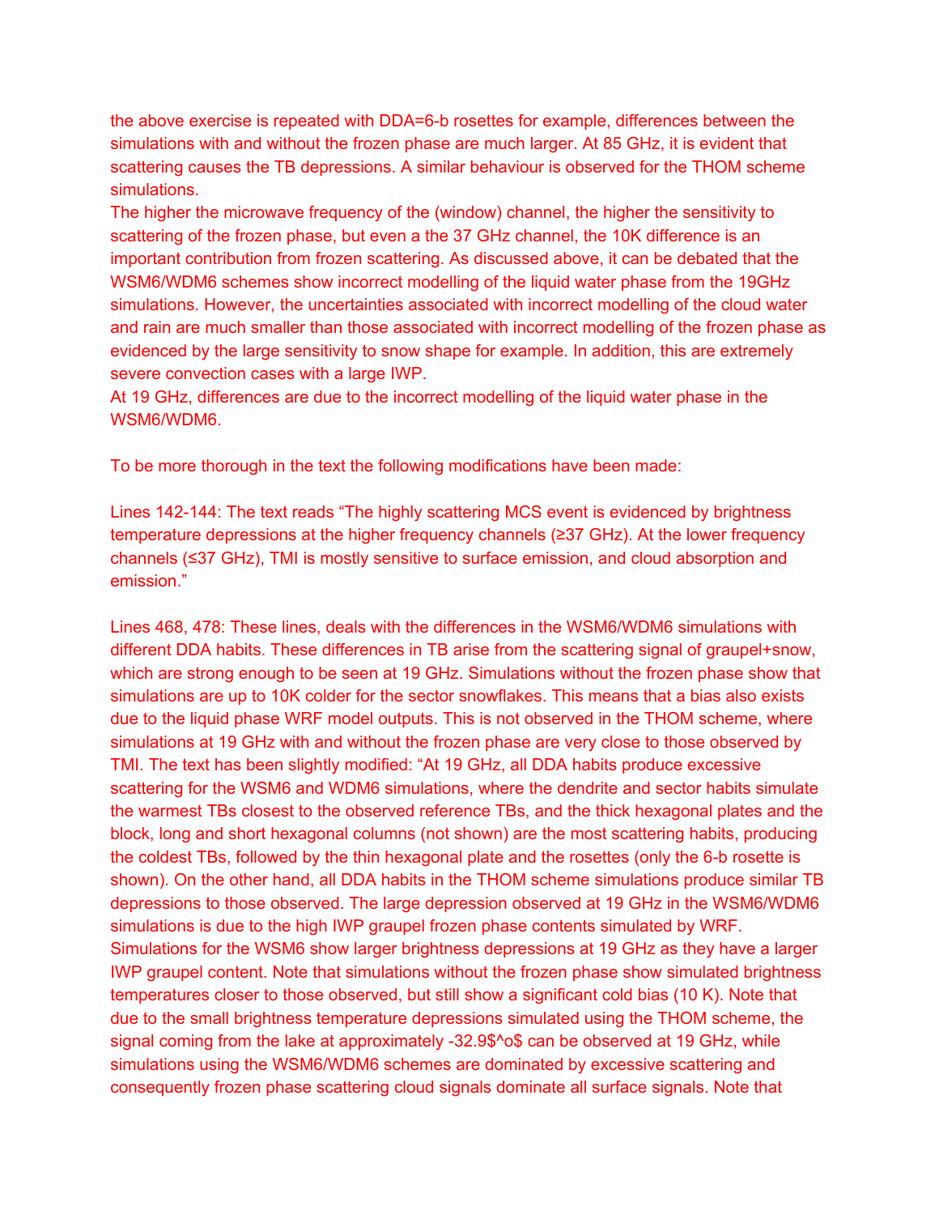the above exercise is repeated with DDA=6-b rosettes for example, differences between the simulations with and without the frozen phase are much larger. At 85 GHz, it is evident that scattering causes the TB depressions. A similar behaviour is observed for the THOM scheme simulations.

The higher the microwave frequency of the (window) channel, the higher the sensitivity to scattering of the frozen phase, but even a the 37 GHz channel, the 10K difference is an important contribution from frozen scattering. As discussed above, it can be debated that the WSM6/WDM6 schemes show incorrect modelling of the liquid water phase from the 19GHz simulations. However, the uncertainties associated with incorrect modelling of the cloud water and rain are much smaller than those associated with incorrect modelling of the frozen phase as evidenced by the large sensitivity to snow shape for example. In addition, this are extremely severe convection cases with a large IWP.

At 19 GHz, differences are due to the incorrect modelling of the liquid water phase in the WSM6/WDM6.

To be more thorough in the text the following modifications have been made:

Lines 142-144: The text reads “The highly scattering MCS event is evidenced by brightness temperature depressions at the higher frequency channels (≥37 GHz). At the lower frequency channels (≤37 GHz), TMI is mostly sensitive to surface emission, and cloud absorption and emission.”

Lines 468, 478: These lines, deals with the differences in the WSM6/WDM6 simulations with different DDA habits. These differences in TB arise from the scattering signal of graupel+snow, which are strong enough to be seen at 19 GHz. Simulations without the frozen phase show that simulations are up to 10K colder for the sector snowflakes. This means that a bias also exists due to the liquid phase WRF model outputs. This is not observed in the THOM scheme, where simulations at 19 GHz with and without the frozen phase are very close to those observed by TMI. The text has been slightly modified: “At 19 GHz, all DDA habits produce excessive scattering for the WSM6 and WDM6 simulations, where the dendrite and sector habits simulate the warmest TBs closest to the observed reference TBs, and the thick hexagonal plates and the block, long and short hexagonal columns (not shown) are the most scattering habits, producing the coldest TBs, followed by the thin hexagonal plate and the rosettes (only the 6-b rosette is shown). On the other hand, all DDA habits in the THOM scheme simulations produce similar TB depressions to those observed. The large depression observed at 19 GHz in the WSM6/WDM6 simulations is due to the high IWP graupel frozen phase contents simulated by WRF. Simulations for the WSM6 show larger brightness depressions at 19 GHz as they have a larger IWP graupel content. Note that simulations without the frozen phase show simulated brightness temperatures closer to those observed, but still show a significant cold bias (10 K). Note that due to the small brightness temperature depressions simulated using the THOM scheme, the signal coming from the lake at approximately -32.9$^o$ can be observed at 19 GHz, while simulations using the WSM6/WDM6 schemes are dominated by excessive scattering and consequently frozen phase scattering cloud signals dominate all surface signals. Note that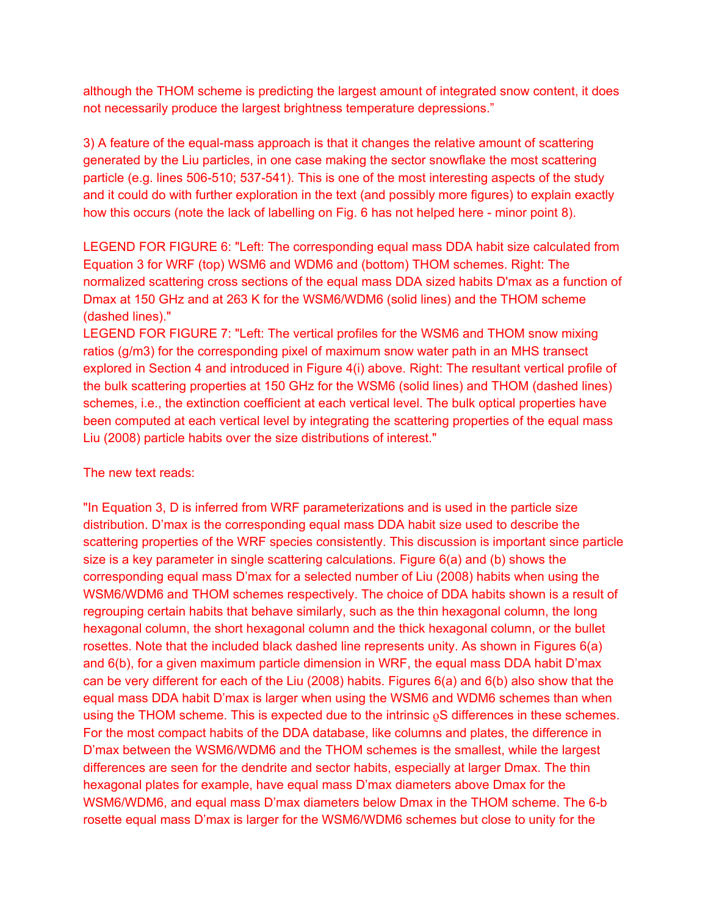although the THOM scheme is predicting the largest amount of integrated snow content, it does not necessarily produce the largest brightness temperature depressions."

3) A feature of the equal-mass approach is that it changes the relative amount of scattering generated by the Liu particles, in one case making the sector snowflake the most scattering particle (e.g. lines 506-510; 537-541). This is one of the most interesting aspects of the study and it could do with further exploration in the text (and possibly more figures) to explain exactly how this occurs (note the lack of labelling on Fig. 6 has not helped here - minor point 8).

LEGEND FOR FIGURE 6: "Left: The corresponding equal mass DDA habit size calculated from Equation 3 for WRF (top) WSM6 and WDM6 and (bottom) THOM schemes. Right: The normalized scattering cross sections of the equal mass DDA sized habits D'max as a function of Dmax at 150 GHz and at 263 K for the WSM6/WDM6 (solid lines) and the THOM scheme (dashed lines)."

LEGEND FOR FIGURE 7: "Left: The vertical profiles for the WSM6 and THOM snow mixing ratios (g/m3) for the corresponding pixel of maximum snow water path in an MHS transect explored in Section 4 and introduced in Figure 4(i) above. Right: The resultant vertical profile of the bulk scattering properties at 150 GHz for the WSM6 (solid lines) and THOM (dashed lines) schemes, i.e., the extinction coefficient at each vertical level. The bulk optical properties have been computed at each vertical level by integrating the scattering properties of the equal mass Liu (2008) particle habits over the size distributions of interest."

The new text reads:

"In Equation 3, D is inferred from WRF parameterizations and is used in the particle size distribution. D'max is the corresponding equal mass DDA habit size used to describe the scattering properties of the WRF species consistently. This discussion is important since particle size is a key parameter in single scattering calculations. Figure 6(a) and (b) shows the corresponding equal mass D'max for a selected number of Liu (2008) habits when using the WSM6/WDM6 and THOM schemes respectively. The choice of DDA habits shown is a result of regrouping certain habits that behave similarly, such as the thin hexagonal column, the long hexagonal column, the short hexagonal column and the thick hexagonal column, or the bullet rosettes. Note that the included black dashed line represents unity. As shown in Figures 6(a) and 6(b), for a given maximum particle dimension in WRF, the equal mass DDA habit D'max can be very different for each of the Liu (2008) habits. Figures 6(a) and 6(b) also show that the equal mass DDA habit D'max is larger when using the WSM6 and WDM6 schemes than when using the THOM scheme. This is expected due to the intrinsic $\rho S$ differences in these schemes. For the most compact habits of the DDA database, like columns and plates, the difference in D'max between the WSM6/WDM6 and the THOM schemes is the smallest, while the largest differences are seen for the dendrite and sector habits, especially at larger Dmax. The thin hexagonal plates for example, have equal mass D'max diameters above Dmax for the WSM6/WDM6, and equal mass D'max diameters below Dmax in the THOM scheme. The 6-b rosette equal mass D'max is larger for the WSM6/WDM6 schemes but close to unity for the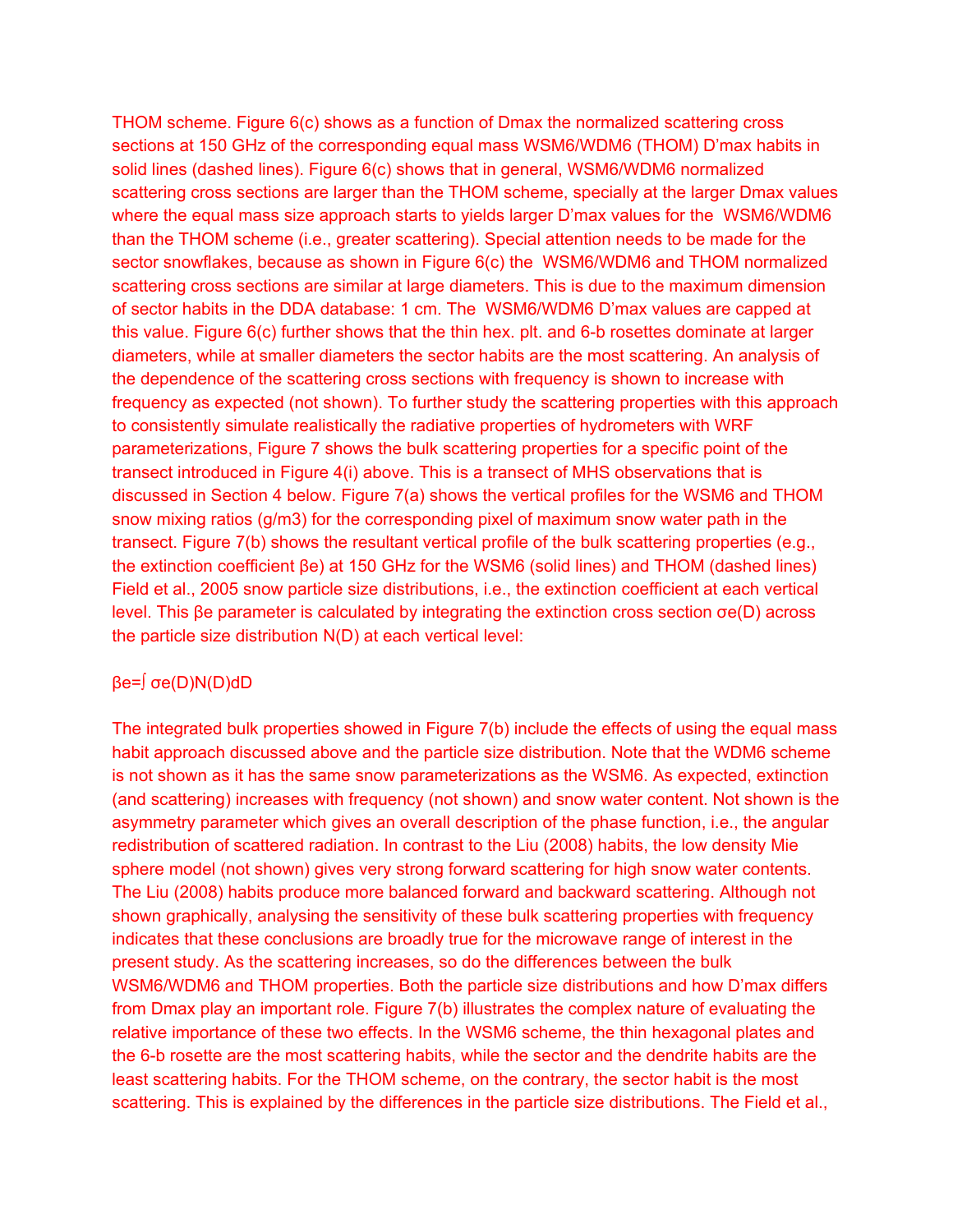THOM scheme. Figure 6(c) shows as a function of Dmax the normalized scattering cross sections at 150 GHz of the corresponding equal mass WSM6/WDM6 (THOM) D'max habits in solid lines (dashed lines). Figure 6(c) shows that in general, WSM6/WDM6 normalized scattering cross sections are larger than the THOM scheme, specially at the larger Dmax values where the equal mass size approach starts to yields larger D'max values for the WSM6/WDM6 than the THOM scheme (i.e., greater scattering). Special attention needs to be made for the sector snowflakes, because as shown in Figure 6(c) the WSM6/WDM6 and THOM normalized scattering cross sections are similar at large diameters. This is due to the maximum dimension of sector habits in the DDA database: 1 cm. The WSM6/WDM6 D'max values are capped at this value. Figure 6(c) further shows that the thin hex. plt. and 6-b rosettes dominate at larger diameters, while at smaller diameters the sector habits are the most scattering. An analysis of the dependence of the scattering cross sections with frequency is shown to increase with frequency as expected (not shown). To further study the scattering properties with this approach to consistently simulate realistically the radiative properties of hydrometers with WRF parameterizations, Figure 7 shows the bulk scattering properties for a specific point of the transect introduced in Figure 4(i) above. This is a transect of MHS observations that is discussed in Section 4 below. Figure 7(a) shows the vertical profiles for the WSM6 and THOM snow mixing ratios (g/m3) for the corresponding pixel of maximum snow water path in the transect. Figure 7(b) shows the resultant vertical profile of the bulk scattering properties (e.g., the extinction coefficient $\beta_e$) at 150 GHz for the WSM6 (solid lines) and THOM (dashed lines) Field et al., 2005 snow particle size distributions, i.e., the extinction coefficient at each vertical level. This $\beta_e$ parameter is calculated by integrating the extinction cross section $\sigma_e(D)$ across the particle size distribution $N(D)$ at each vertical level:

$$\beta_e=\int \sigma_e(D)N(D)dD$$

The integrated bulk properties showed in Figure 7(b) include the effects of using the equal mass habit approach discussed above and the particle size distribution. Note that the WDM6 scheme is not shown as it has the same snow parameterizations as the WSM6. As expected, extinction (and scattering) increases with frequency (not shown) and snow water content. Not shown is the asymmetry parameter which gives an overall description of the phase function, i.e., the angular redistribution of scattered radiation. In contrast to the Liu (2008) habits, the low density Mie sphere model (not shown) gives very strong forward scattering for high snow water contents. The Liu (2008) habits produce more balanced forward and backward scattering. Although not shown graphically, analysing the sensitivity of these bulk scattering properties with frequency indicates that these conclusions are broadly true for the microwave range of interest in the present study. As the scattering increases, so do the differences between the bulk WSM6/WDM6 and THOM properties. Both the particle size distributions and how D'max differs from Dmax play an important role. Figure 7(b) illustrates the complex nature of evaluating the relative importance of these two effects. In the WSM6 scheme, the thin hexagonal plates and the 6-b rosette are the most scattering habits, while the sector and the dendrite habits are the least scattering habits. For the THOM scheme, on the contrary, the sector habit is the most scattering. This is explained by the differences in the particle size distributions. The Field et al.,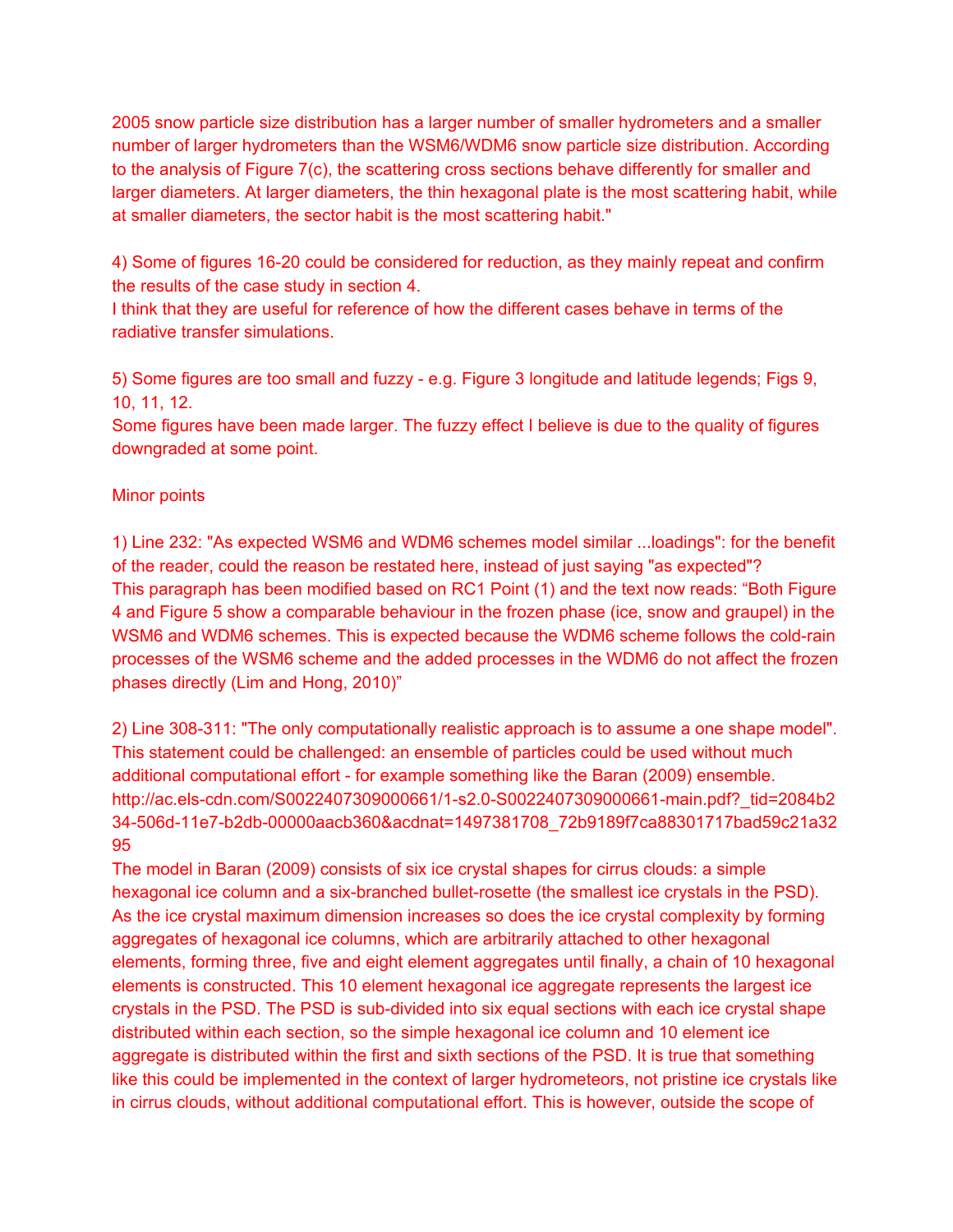2005 snow particle size distribution has a larger number of smaller hydrometers and a smaller number of larger hydrometers than the WSM6/WDM6 snow particle size distribution. According to the analysis of Figure 7(c), the scattering cross sections behave differently for smaller and larger diameters. At larger diameters, the thin hexagonal plate is the most scattering habit, while at smaller diameters, the sector habit is the most scattering habit."

4) Some of figures 16-20 could be considered for reduction, as they mainly repeat and confirm the results of the case study in section 4.
I think that they are useful for reference of how the different cases behave in terms of the radiative transfer simulations.

5) Some figures are too small and fuzzy - e.g. Figure 3 longitude and latitude legends; Figs 9, 10, 11, 12.
Some figures have been made larger. The fuzzy effect I believe is due to the quality of figures downgraded at some point.

Minor points

1) Line 232: "As expected WSM6 and WDM6 schemes model similar ...loadings": for the benefit of the reader, could the reason be restated here, instead of just saying "as expected"?
This paragraph has been modified based on RC1 Point (1) and the text now reads: “Both Figure 4 and Figure 5 show a comparable behaviour in the frozen phase (ice, snow and graupel) in the WSM6 and WDM6 schemes. This is expected because the WDM6 scheme follows the cold-rain processes of the WSM6 scheme and the added processes in the WDM6 do not affect the frozen phases directly (Lim and Hong, 2010)”

2) Line 308-311: "The only computationally realistic approach is to assume a one shape model". This statement could be challenged: an ensemble of particles could be used without much additional computational effort - for example something like the Baran (2009) ensemble.
http://ac.els-cdn.com/S0022407309000661/1-s2.0-S0022407309000661-main.pdf?_tid=2084b234-506d-11e7-b2db-00000aacb360&acdnat=1497381708_72b9189f7ca88301717bad59c21a3295
The model in Baran (2009) consists of six ice crystal shapes for cirrus clouds: a simple hexagonal ice column and a six-branched bullet-rosette (the smallest ice crystals in the PSD). As the ice crystal maximum dimension increases so does the ice crystal complexity by forming aggregates of hexagonal ice columns, which are arbitrarily attached to other hexagonal elements, forming three, five and eight element aggregates until finally, a chain of 10 hexagonal elements is constructed. This 10 element hexagonal ice aggregate represents the largest ice crystals in the PSD. The PSD is sub-divided into six equal sections with each ice crystal shape distributed within each section, so the simple hexagonal ice column and 10 element ice aggregate is distributed within the first and sixth sections of the PSD. It is true that something like this could be implemented in the context of larger hydrometeors, not pristine ice crystals like in cirrus clouds, without additional computational effort. This is however, outside the scope of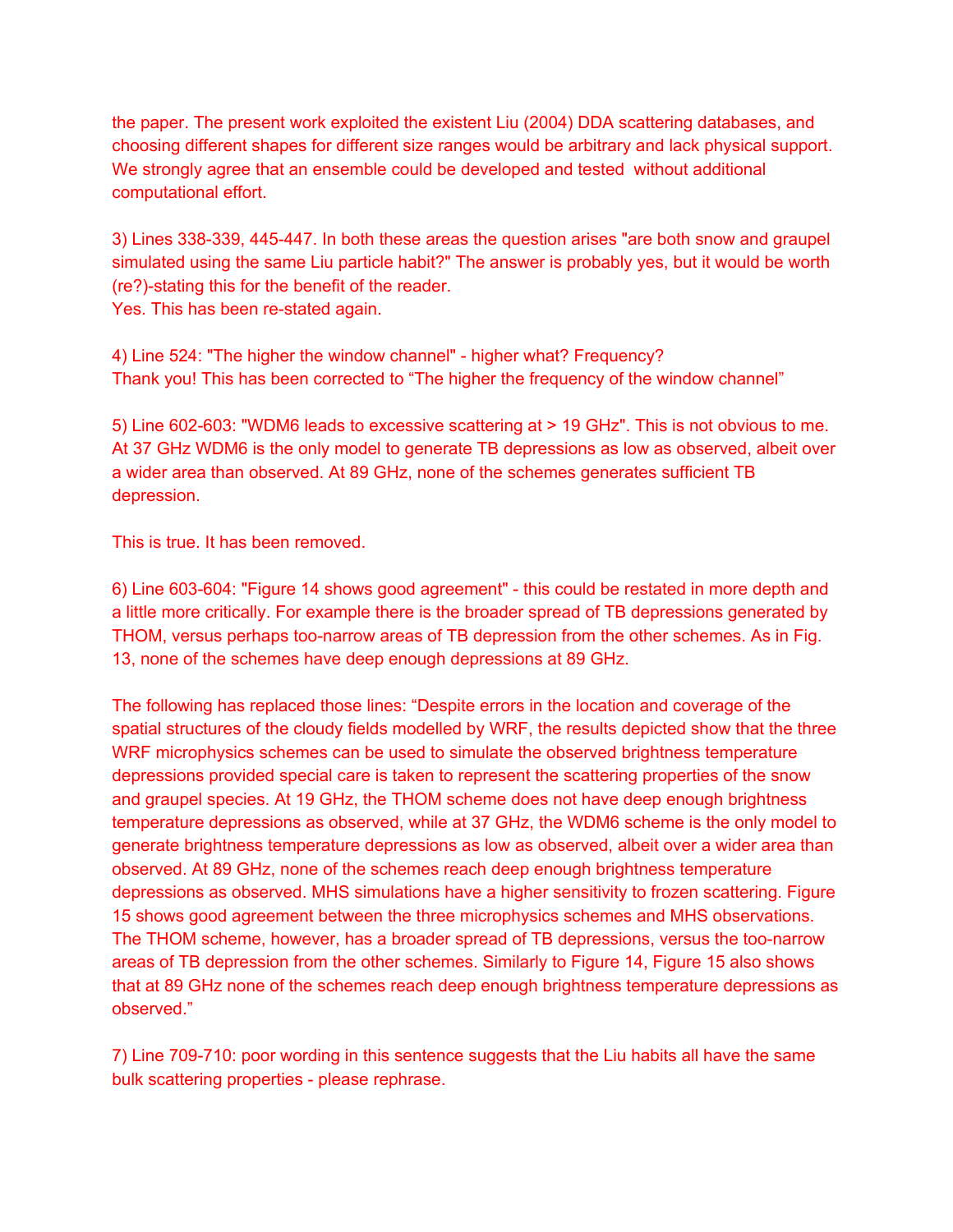the paper. The present work exploited the existent Liu (2004) DDA scattering databases, and choosing different shapes for different size ranges would be arbitrary and lack physical support. We strongly agree that an ensemble could be developed and tested without additional computational effort.

3) Lines 338-339, 445-447. In both these areas the question arises "are both snow and graupel simulated using the same Liu particle habit?" The answer is probably yes, but it would be worth (re?)-stating this for the benefit of the reader.
Yes. This has been re-stated again.

4) Line 524: "The higher the window channel" - higher what? Frequency?
Thank you! This has been corrected to "The higher the frequency of the window channel"

5) Line 602-603: "WDM6 leads to excessive scattering at > 19 GHz". This is not obvious to me. At 37 GHz WDM6 is the only model to generate TB depressions as low as observed, albeit over a wider area than observed. At 89 GHz, none of the schemes generates sufficient TB depression.

This is true. It has been removed.

6) Line 603-604: "Figure 14 shows good agreement" - this could be restated in more depth and a little more critically. For example there is the broader spread of TB depressions generated by THOM, versus perhaps too-narrow areas of TB depression from the other schemes. As in Fig. 13, none of the schemes have deep enough depressions at 89 GHz.

The following has replaced those lines: "Despite errors in the location and coverage of the spatial structures of the cloudy fields modelled by WRF, the results depicted show that the three WRF microphysics schemes can be used to simulate the observed brightness temperature depressions provided special care is taken to represent the scattering properties of the snow and graupel species. At 19 GHz, the THOM scheme does not have deep enough brightness temperature depressions as observed, while at 37 GHz, the WDM6 scheme is the only model to generate brightness temperature depressions as low as observed, albeit over a wider area than observed. At 89 GHz, none of the schemes reach deep enough brightness temperature depressions as observed. MHS simulations have a higher sensitivity to frozen scattering. Figure 15 shows good agreement between the three microphysics schemes and MHS observations. The THOM scheme, however, has a broader spread of TB depressions, versus the too-narrow areas of TB depression from the other schemes. Similarly to Figure 14, Figure 15 also shows that at 89 GHz none of the schemes reach deep enough brightness temperature depressions as observed."

7) Line 709-710: poor wording in this sentence suggests that the Liu habits all have the same bulk scattering properties - please rephrase.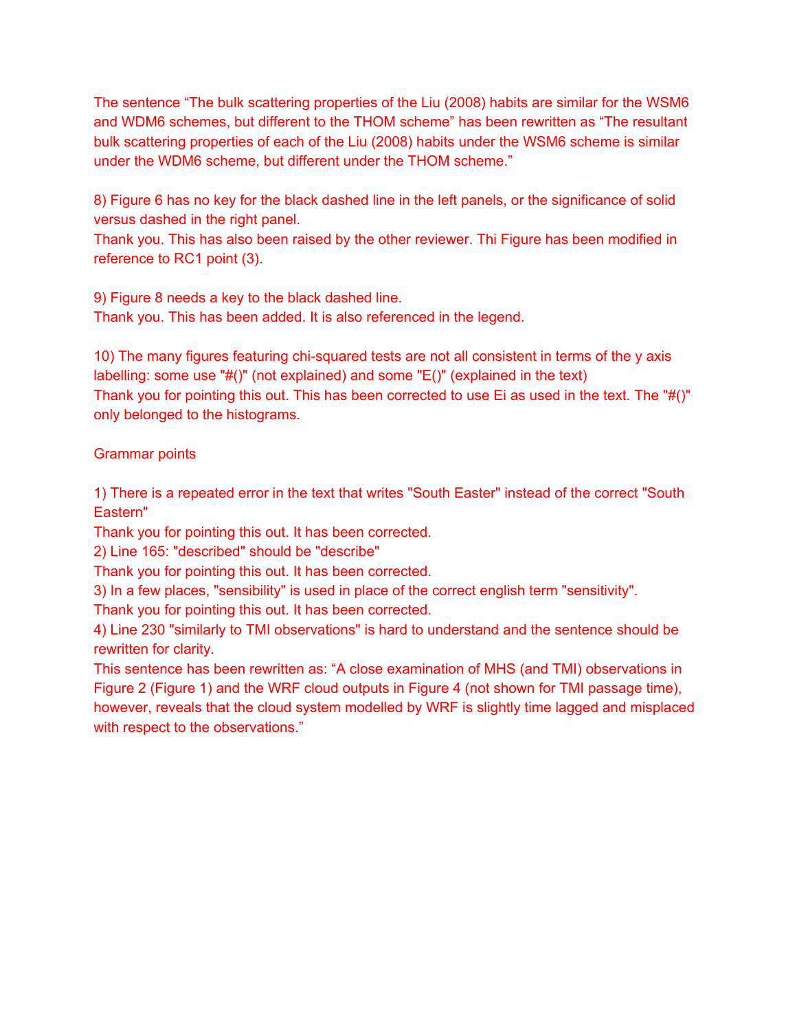The sentence “The bulk scattering properties of the Liu (2008) habits are similar for the WSM6 and WDM6 schemes, but different to the THOM scheme” has been rewritten as “The resultant bulk scattering properties of each of the Liu (2008) habits under the WSM6 scheme is similar under the WDM6 scheme, but different under the THOM scheme.”

8) Figure 6 has no key for the black dashed line in the left panels, or the significance of solid versus dashed in the right panel.
Thank you. This has also been raised by the other reviewer. Thi Figure has been modified in reference to RC1 point (3).

9) Figure 8 needs a key to the black dashed line.
Thank you. This has been added. It is also referenced in the legend.

10) The many figures featuring chi-squared tests are not all consistent in terms of the y axis labelling: some use "#()" (not explained) and some "E()" (explained in the text)
Thank you for pointing this out. This has been corrected to use Ei as used in the text. The "#()" only belonged to the histograms.

Grammar points

1) There is a repeated error in the text that writes "South Easter" instead of the correct "South Eastern"
Thank you for pointing this out. It has been corrected.
2) Line 165: "described" should be "describe"
Thank you for pointing this out. It has been corrected.
3) In a few places, "sensibility" is used in place of the correct english term "sensitivity".
Thank you for pointing this out. It has been corrected.
4) Line 230 "similarly to TMI observations" is hard to understand and the sentence should be rewritten for clarity.
This sentence has been rewritten as: “A close examination of MHS (and TMI) observations in Figure 2 (Figure 1) and the WRF cloud outputs in Figure 4 (not shown for TMI passage time), however, reveals that the cloud system modelled by WRF is slightly time lagged and misplaced with respect to the observations.”